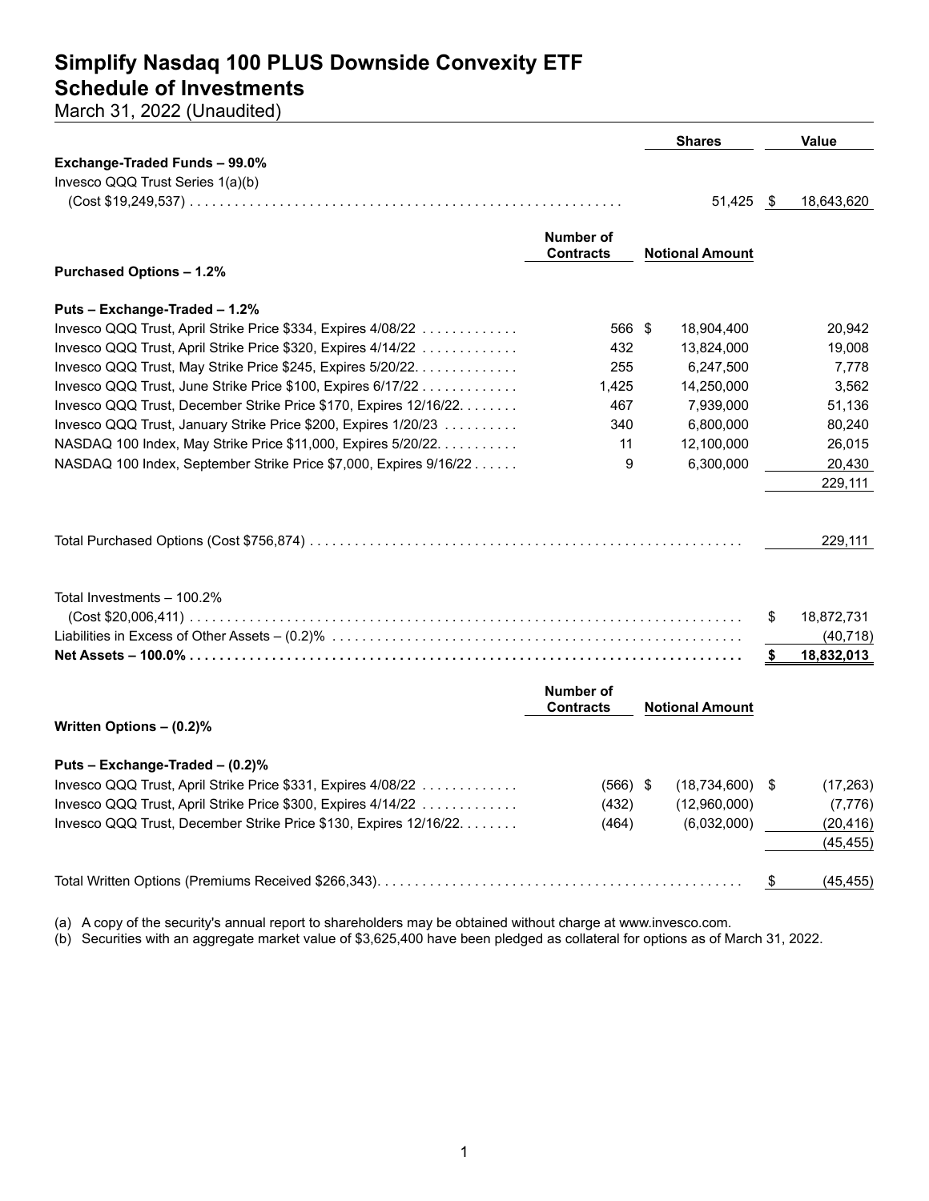# Simplify Nasdaq 100 PLUS Downside Convexity ETF
## Schedule of Investments
March 31, 2022 (Unaudited)

| | | Shares | Value |
|---|---|---|---|
| **Exchange-Traded Funds – 99.0%** | | | |
| Invesco QQQ Trust Series 1(a)(b) (Cost $19,249,537) | | 51,425 | $ 18,643,620 |

| | Number of Contracts | Notional Amount | Value |
|---|---|---|---|
| **Purchased Options – 1.2%** | | | |
| **Puts – Exchange-Traded – 1.2%** | | | |
| Invesco QQQ Trust, April Strike Price $334, Expires 4/08/22 | 566 | $ 18,904,400 | 20,942 |
| Invesco QQQ Trust, April Strike Price $320, Expires 4/14/22 | 432 | 13,824,000 | 19,008 |
| Invesco QQQ Trust, May Strike Price $245, Expires 5/20/22 | 255 | 6,247,500 | 7,778 |
| Invesco QQQ Trust, June Strike Price $100, Expires 6/17/22 | 1,425 | 14,250,000 | 3,562 |
| Invesco QQQ Trust, December Strike Price $170, Expires 12/16/22 | 467 | 7,939,000 | 51,136 |
| Invesco QQQ Trust, January Strike Price $200, Expires 1/20/23 | 340 | 6,800,000 | 80,240 |
| NASDAQ 100 Index, May Strike Price $11,000, Expires 5/20/22 | 11 | 12,100,000 | 26,015 |
| NASDAQ 100 Index, September Strike Price $7,000, Expires 9/16/22 | 9 | 6,300,000 | 20,430 |
| | | | 229,111 |
| Total Purchased Options (Cost $756,874) | | | 229,111 |
| Total Investments – 100.2% (Cost $20,006,411) | | | $ 18,872,731 |
| Liabilities in Excess of Other Assets – (0.2)% | | | (40,718) |
| **Net Assets – 100.0%** | | | **$ 18,832,013** |

| | Number of Contracts | Notional Amount | Value |
|---|---|---|---|
| **Written Options – (0.2)%** | | | |
| **Puts – Exchange-Traded – (0.2)%** | | | |
| Invesco QQQ Trust, April Strike Price $331, Expires 4/08/22 | (566) | $ (18,734,600) | $ (17,263) |
| Invesco QQQ Trust, April Strike Price $300, Expires 4/14/22 | (432) | (12,960,000) | (7,776) |
| Invesco QQQ Trust, December Strike Price $130, Expires 12/16/22 | (464) | (6,032,000) | (20,416) |
| | | | (45,455) |
| Total Written Options (Premiums Received $266,343) | | | $ (45,455) |

(a) A copy of the security's annual report to shareholders may be obtained without charge at www.invesco.com.
(b) Securities with an aggregate market value of $3,625,400 have been pledged as collateral for options as of March 31, 2022.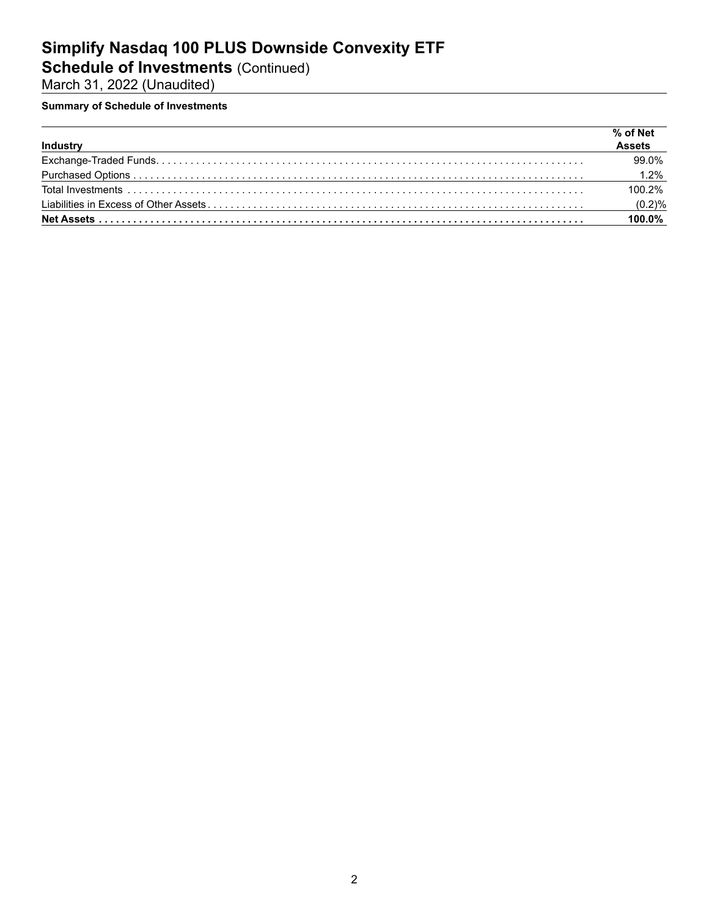# Simplify Nasdaq 100 PLUS Downside Convexity ETF

## Schedule of Investments (Continued)

March 31, 2022 (Unaudited)

**Summary of Schedule of Investments**

| Industry | % of Net Assets |
|---|---|
| Exchange-Traded Funds | 99.0% |
| Purchased Options | 1.2% |
| Total Investments | 100.2% |
| Liabilities in Excess of Other Assets | (0.2)% |
| **Net Assets** | **100.0%** |